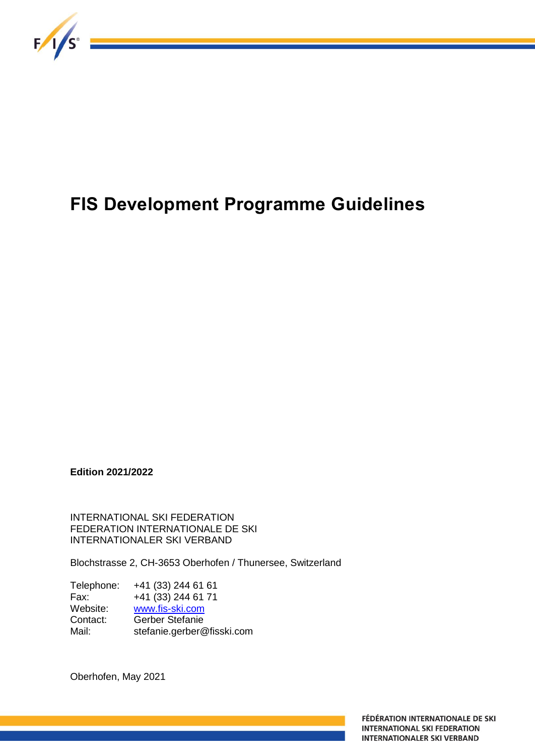# FIS Development Programme Guidelines

**Edition 2021/2022**

INTERNATIONAL SKI FEDERATION
FEDERATION INTERNATIONALE DE SKI
INTERNATIONALER SKI VERBAND

Blochstrasse 2, CH-3653 Oberhofen / Thunersee, Switzerland

| | |
|---|---|
| Telephone: | +41 (33) 244 61 61 |
| Fax: | +41 (33) 244 61 71 |
| Website: | www.fis-ski.com |
| Contact: | Gerber Stefanie |
| Mail: | stefanie.gerber@fisski.com |

Oberhofen, May 2021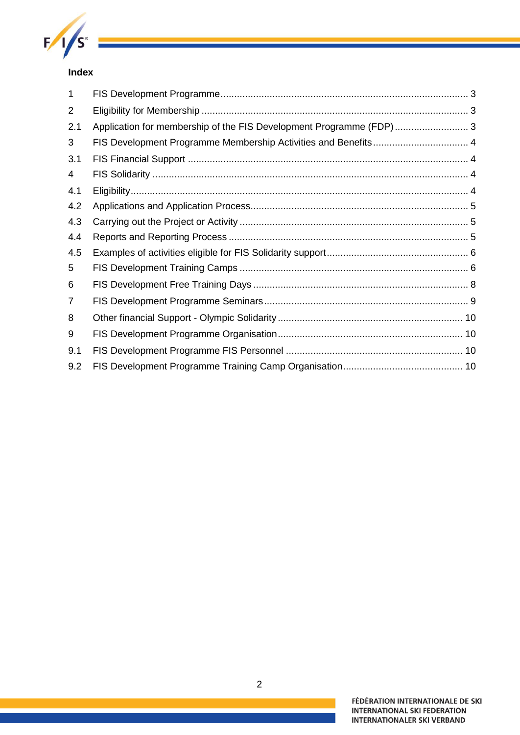## Index

| | | |
|---|---|---|
| 1 | FIS Development Programme | 3 |
| 2 | Eligibility for Membership | 3 |
| 2.1 | Application for membership of the FIS Development Programme (FDP) | 3 |
| 3 | FIS Development Programme Membership Activities and Benefits | 4 |
| 3.1 | FIS Financial Support | 4 |
| 4 | FIS Solidarity | 4 |
| 4.1 | Eligibility | 4 |
| 4.2 | Applications and Application Process | 5 |
| 4.3 | Carrying out the Project or Activity | 5 |
| 4.4 | Reports and Reporting Process | 5 |
| 4.5 | Examples of activities eligible for FIS Solidarity support | 6 |
| 5 | FIS Development Training Camps | 6 |
| 6 | FIS Development Free Training Days | 8 |
| 7 | FIS Development Programme Seminars | 9 |
| 8 | Other financial Support - Olympic Solidarity | 10 |
| 9 | FIS Development Programme Organisation | 10 |
| 9.1 | FIS Development Programme FIS Personnel | 10 |
| 9.2 | FIS Development Programme Training Camp Organisation | 10 |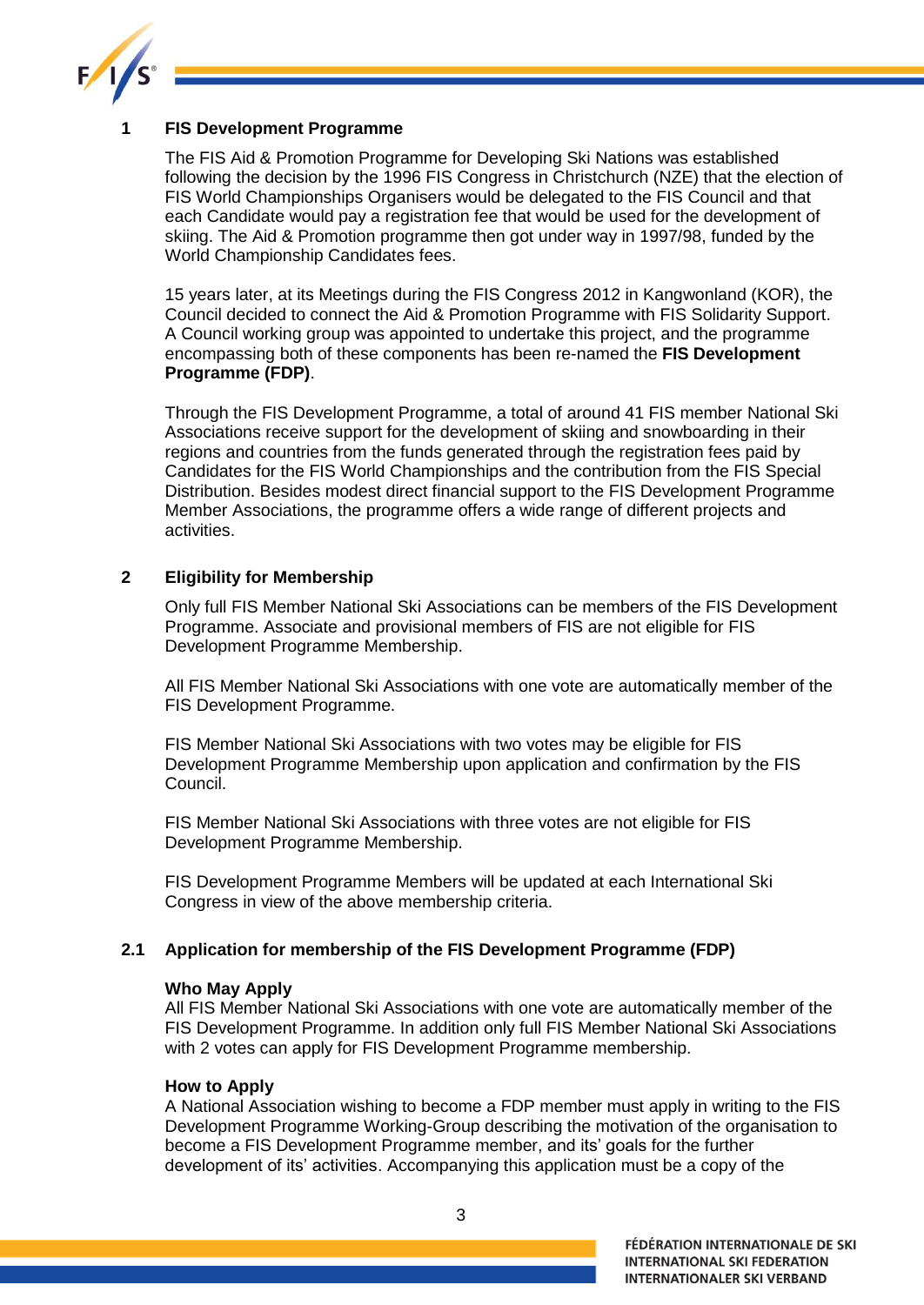## 1 FIS Development Programme

The FIS Aid & Promotion Programme for Developing Ski Nations was established following the decision by the 1996 FIS Congress in Christchurch (NZE) that the election of FIS World Championships Organisers would be delegated to the FIS Council and that each Candidate would pay a registration fee that would be used for the development of skiing. The Aid & Promotion programme then got under way in 1997/98, funded by the World Championship Candidates fees.

15 years later, at its Meetings during the FIS Congress 2012 in Kangwonland (KOR), the Council decided to connect the Aid & Promotion Programme with FIS Solidarity Support. A Council working group was appointed to undertake this project, and the programme encompassing both of these components has been re-named the **FIS Development Programme (FDP)**.

Through the FIS Development Programme, a total of around 41 FIS member National Ski Associations receive support for the development of skiing and snowboarding in their regions and countries from the funds generated through the registration fees paid by Candidates for the FIS World Championships and the contribution from the FIS Special Distribution. Besides modest direct financial support to the FIS Development Programme Member Associations, the programme offers a wide range of different projects and activities.

## 2 Eligibility for Membership

Only full FIS Member National Ski Associations can be members of the FIS Development Programme. Associate and provisional members of FIS are not eligible for FIS Development Programme Membership.

All FIS Member National Ski Associations with one vote are automatically member of the FIS Development Programme.

FIS Member National Ski Associations with two votes may be eligible for FIS Development Programme Membership upon application and confirmation by the FIS Council.

FIS Member National Ski Associations with three votes are not eligible for FIS Development Programme Membership.

FIS Development Programme Members will be updated at each International Ski Congress in view of the above membership criteria.

### 2.1 Application for membership of the FIS Development Programme (FDP)

**Who May Apply**

All FIS Member National Ski Associations with one vote are automatically member of the FIS Development Programme. In addition only full FIS Member National Ski Associations with 2 votes can apply for FIS Development Programme membership.

**How to Apply**

A National Association wishing to become a FDP member must apply in writing to the FIS Development Programme Working-Group describing the motivation of the organisation to become a FIS Development Programme member, and its' goals for the further development of its' activities. Accompanying this application must be a copy of the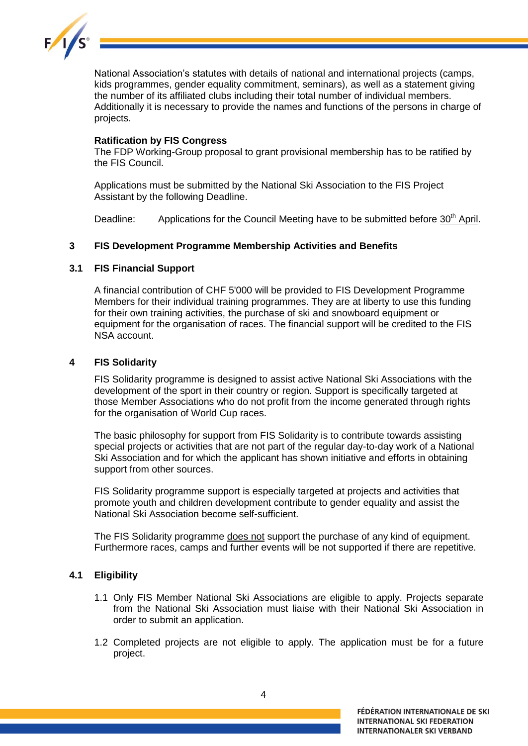National Association's statutes with details of national and international projects (camps, kids programmes, gender equality commitment, seminars), as well as a statement giving the number of its affiliated clubs including their total number of individual members. Additionally it is necessary to provide the names and functions of the persons in charge of projects.

**Ratification by FIS Congress**
The FDP Working-Group proposal to grant provisional membership has to be ratified by the FIS Council.

Applications must be submitted by the National Ski Association to the FIS Project Assistant by the following Deadline.

Deadline: Applications for the Council Meeting have to be submitted before 30th April.

## 3 FIS Development Programme Membership Activities and Benefits

### 3.1 FIS Financial Support

A financial contribution of CHF 5'000 will be provided to FIS Development Programme Members for their individual training programmes. They are at liberty to use this funding for their own training activities, the purchase of ski and snowboard equipment or equipment for the organisation of races. The financial support will be credited to the FIS NSA account.

## 4 FIS Solidarity

FIS Solidarity programme is designed to assist active National Ski Associations with the development of the sport in their country or region. Support is specifically targeted at those Member Associations who do not profit from the income generated through rights for the organisation of World Cup races.

The basic philosophy for support from FIS Solidarity is to contribute towards assisting special projects or activities that are not part of the regular day-to-day work of a National Ski Association and for which the applicant has shown initiative and efforts in obtaining support from other sources.

FIS Solidarity programme support is especially targeted at projects and activities that promote youth and children development contribute to gender equality and assist the National Ski Association become self-sufficient.

The FIS Solidarity programme does not support the purchase of any kind of equipment. Furthermore races, camps and further events will be not supported if there are repetitive.

### 4.1 Eligibility

1.1 Only FIS Member National Ski Associations are eligible to apply. Projects separate from the National Ski Association must liaise with their National Ski Association in order to submit an application.

1.2 Completed projects are not eligible to apply. The application must be for a future project.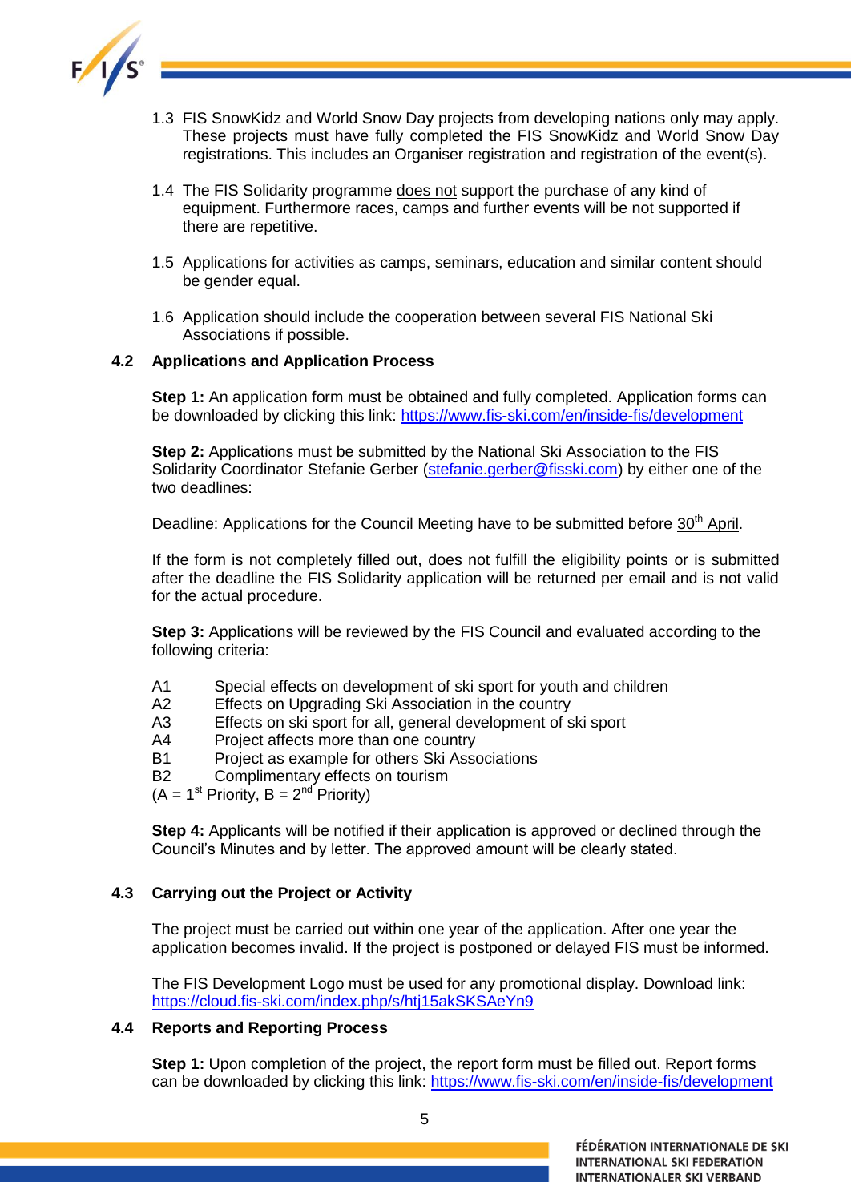1.3 FIS SnowKidz and World Snow Day projects from developing nations only may apply. These projects must have fully completed the FIS SnowKidz and World Snow Day registrations. This includes an Organiser registration and registration of the event(s).

1.4 The FIS Solidarity programme does not support the purchase of any kind of equipment. Furthermore races, camps and further events will be not supported if there are repetitive.

1.5 Applications for activities as camps, seminars, education and similar content should be gender equal.

1.6 Application should include the cooperation between several FIS National Ski Associations if possible.

### 4.2 Applications and Application Process

**Step 1:** An application form must be obtained and fully completed. Application forms can be downloaded by clicking this link: https://www.fis-ski.com/en/inside-fis/development

**Step 2:** Applications must be submitted by the National Ski Association to the FIS Solidarity Coordinator Stefanie Gerber (stefanie.gerber@fisski.com) by either one of the two deadlines:

Deadline: Applications for the Council Meeting have to be submitted before 30th April.

If the form is not completely filled out, does not fulfill the eligibility points or is submitted after the deadline the FIS Solidarity application will be returned per email and is not valid for the actual procedure.

**Step 3:** Applications will be reviewed by the FIS Council and evaluated according to the following criteria:

A1 Special effects on development of ski sport for youth and children
A2 Effects on Upgrading Ski Association in the country
A3 Effects on ski sport for all, general development of ski sport
A4 Project affects more than one country
B1 Project as example for others Ski Associations
B2 Complimentary effects on tourism
(A = 1st Priority, B = 2nd Priority)

**Step 4:** Applicants will be notified if their application is approved or declined through the Council's Minutes and by letter. The approved amount will be clearly stated.

### 4.3 Carrying out the Project or Activity

The project must be carried out within one year of the application. After one year the application becomes invalid. If the project is postponed or delayed FIS must be informed.

The FIS Development Logo must be used for any promotional display. Download link: https://cloud.fis-ski.com/index.php/s/htj15akSKSAeYn9

### 4.4 Reports and Reporting Process

**Step 1:** Upon completion of the project, the report form must be filled out. Report forms can be downloaded by clicking this link: https://www.fis-ski.com/en/inside-fis/development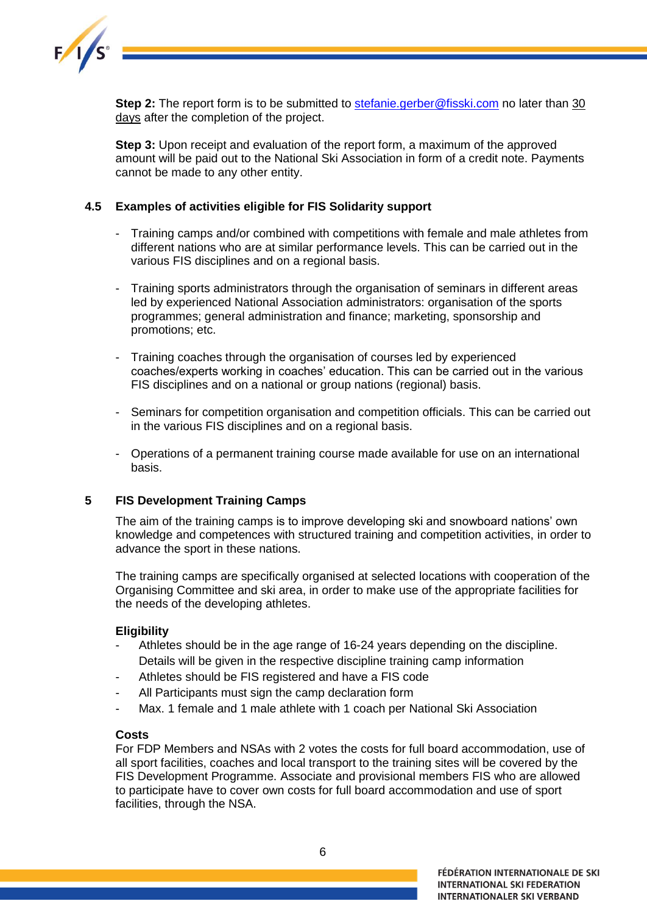**Step 2:** The report form is to be submitted to stefanie.gerber@fisski.com no later than 30 days after the completion of the project.

**Step 3:** Upon receipt and evaluation of the report form, a maximum of the approved amount will be paid out to the National Ski Association in form of a credit note. Payments cannot be made to any other entity.

### 4.5 Examples of activities eligible for FIS Solidarity support

- Training camps and/or combined with competitions with female and male athletes from different nations who are at similar performance levels. This can be carried out in the various FIS disciplines and on a regional basis.

- Training sports administrators through the organisation of seminars in different areas led by experienced National Association administrators: organisation of the sports programmes; general administration and finance; marketing, sponsorship and promotions; etc.

- Training coaches through the organisation of courses led by experienced coaches/experts working in coaches' education. This can be carried out in the various FIS disciplines and on a national or group nations (regional) basis.

- Seminars for competition organisation and competition officials. This can be carried out in the various FIS disciplines and on a regional basis.

- Operations of a permanent training course made available for use on an international basis.

## 5 FIS Development Training Camps

The aim of the training camps is to improve developing ski and snowboard nations' own knowledge and competences with structured training and competition activities, in order to advance the sport in these nations.

The training camps are specifically organised at selected locations with cooperation of the Organising Committee and ski area, in order to make use of the appropriate facilities for the needs of the developing athletes.

**Eligibility**

- Athletes should be in the age range of 16-24 years depending on the discipline. Details will be given in the respective discipline training camp information
- Athletes should be FIS registered and have a FIS code
- All Participants must sign the camp declaration form
- Max. 1 female and 1 male athlete with 1 coach per National Ski Association

**Costs**

For FDP Members and NSAs with 2 votes the costs for full board accommodation, use of all sport facilities, coaches and local transport to the training sites will be covered by the FIS Development Programme. Associate and provisional members FIS who are allowed to participate have to cover own costs for full board accommodation and use of sport facilities, through the NSA.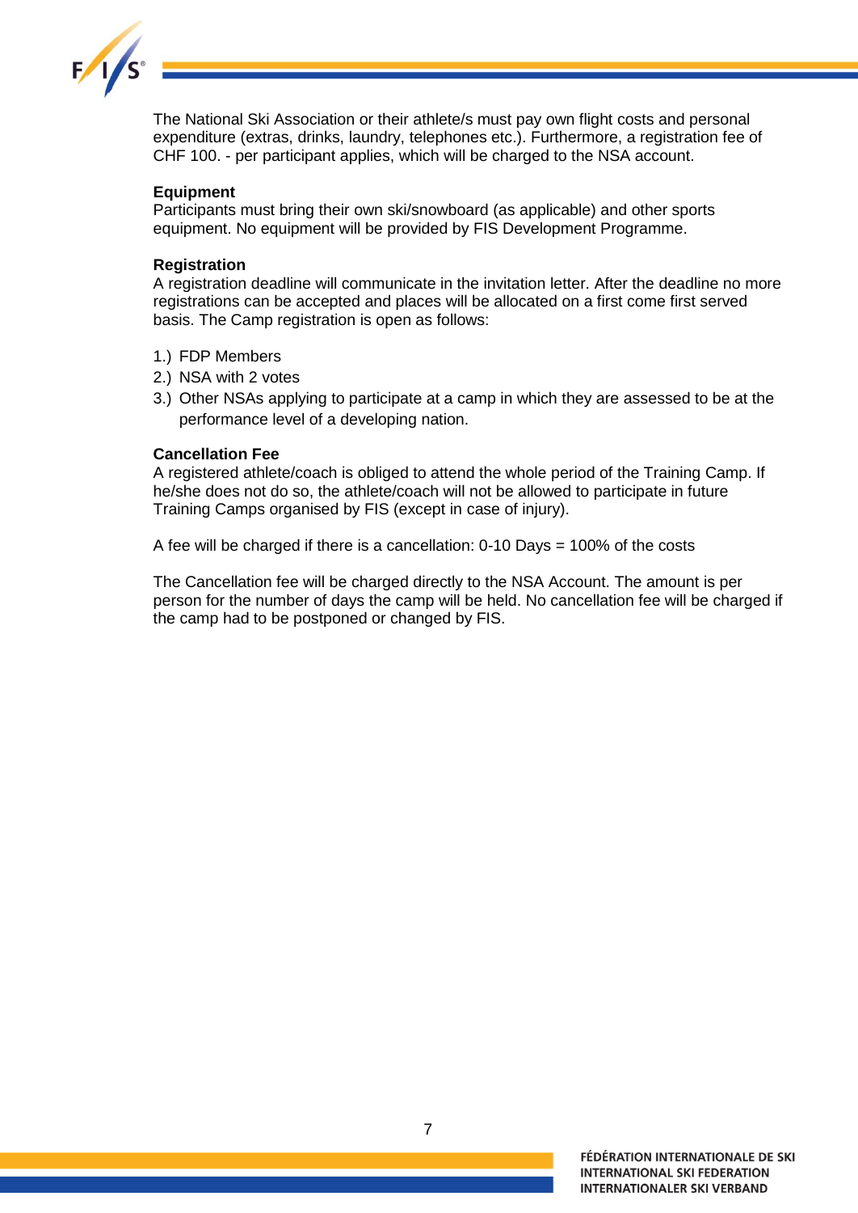The National Ski Association or their athlete/s must pay own flight costs and personal expenditure (extras, drinks, laundry, telephones etc.). Furthermore, a registration fee of CHF 100. - per participant applies, which will be charged to the NSA account.

**Equipment**
Participants must bring their own ski/snowboard (as applicable) and other sports equipment. No equipment will be provided by FIS Development Programme.

**Registration**
A registration deadline will communicate in the invitation letter. After the deadline no more registrations can be accepted and places will be allocated on a first come first served basis. The Camp registration is open as follows:

1.) FDP Members
2.) NSA with 2 votes
3.) Other NSAs applying to participate at a camp in which they are assessed to be at the performance level of a developing nation.

**Cancellation Fee**
A registered athlete/coach is obliged to attend the whole period of the Training Camp. If he/she does not do so, the athlete/coach will not be allowed to participate in future Training Camps organised by FIS (except in case of injury).

A fee will be charged if there is a cancellation: 0-10 Days = 100% of the costs

The Cancellation fee will be charged directly to the NSA Account. The amount is per person for the number of days the camp will be held. No cancellation fee will be charged if the camp had to be postponed or changed by FIS.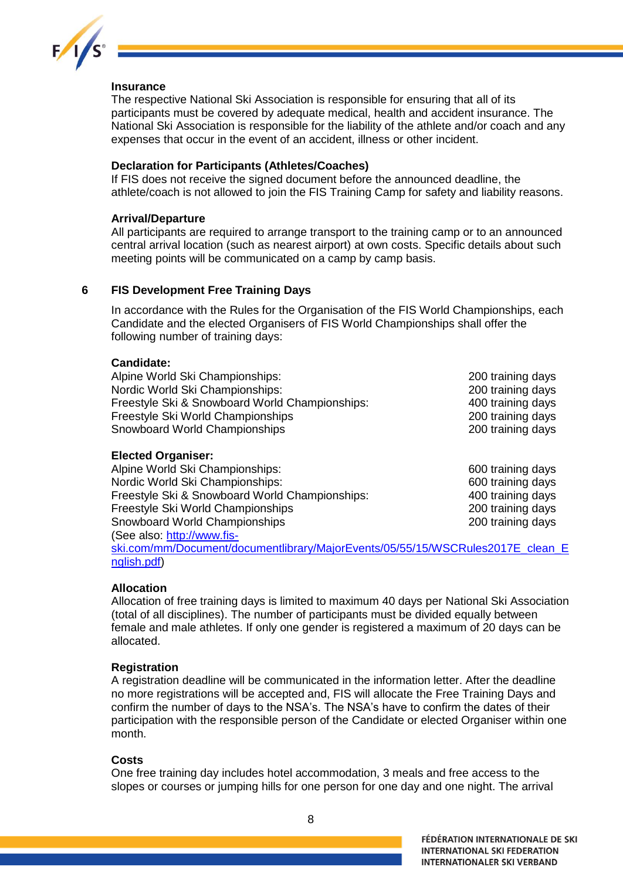**Insurance**

The respective National Ski Association is responsible for ensuring that all of its participants must be covered by adequate medical, health and accident insurance. The National Ski Association is responsible for the liability of the athlete and/or coach and any expenses that occur in the event of an accident, illness or other incident.

**Declaration for Participants (Athletes/Coaches)**

If FIS does not receive the signed document before the announced deadline, the athlete/coach is not allowed to join the FIS Training Camp for safety and liability reasons.

**Arrival/Departure**

All participants are required to arrange transport to the training camp or to an announced central arrival location (such as nearest airport) at own costs. Specific details about such meeting points will be communicated on a camp by camp basis.

## 6 FIS Development Free Training Days

In accordance with the Rules for the Organisation of the FIS World Championships, each Candidate and the elected Organisers of FIS World Championships shall offer the following number of training days:

**Candidate:**

| | |
|---|---|
| Alpine World Ski Championships: | 200 training days |
| Nordic World Ski Championships: | 200 training days |
| Freestyle Ski & Snowboard World Championships: | 400 training days |
| Freestyle Ski World Championships | 200 training days |
| Snowboard World Championships | 200 training days |

**Elected Organiser:**

| | |
|---|---|
| Alpine World Ski Championships: | 600 training days |
| Nordic World Ski Championships: | 600 training days |
| Freestyle Ski & Snowboard World Championships: | 400 training days |
| Freestyle Ski World Championships | 200 training days |
| Snowboard World Championships | 200 training days |

(See also: http://www.fis-ski.com/mm/Document/documentlibrary/MajorEvents/05/55/15/WSCRules2017E_clean_English.pdf)

**Allocation**

Allocation of free training days is limited to maximum 40 days per National Ski Association (total of all disciplines). The number of participants must be divided equally between female and male athletes. If only one gender is registered a maximum of 20 days can be allocated.

**Registration**

A registration deadline will be communicated in the information letter. After the deadline no more registrations will be accepted and, FIS will allocate the Free Training Days and confirm the number of days to the NSA's. The NSA's have to confirm the dates of their participation with the responsible person of the Candidate or elected Organiser within one month.

**Costs**

One free training day includes hotel accommodation, 3 meals and free access to the slopes or courses or jumping hills for one person for one day and one night. The arrival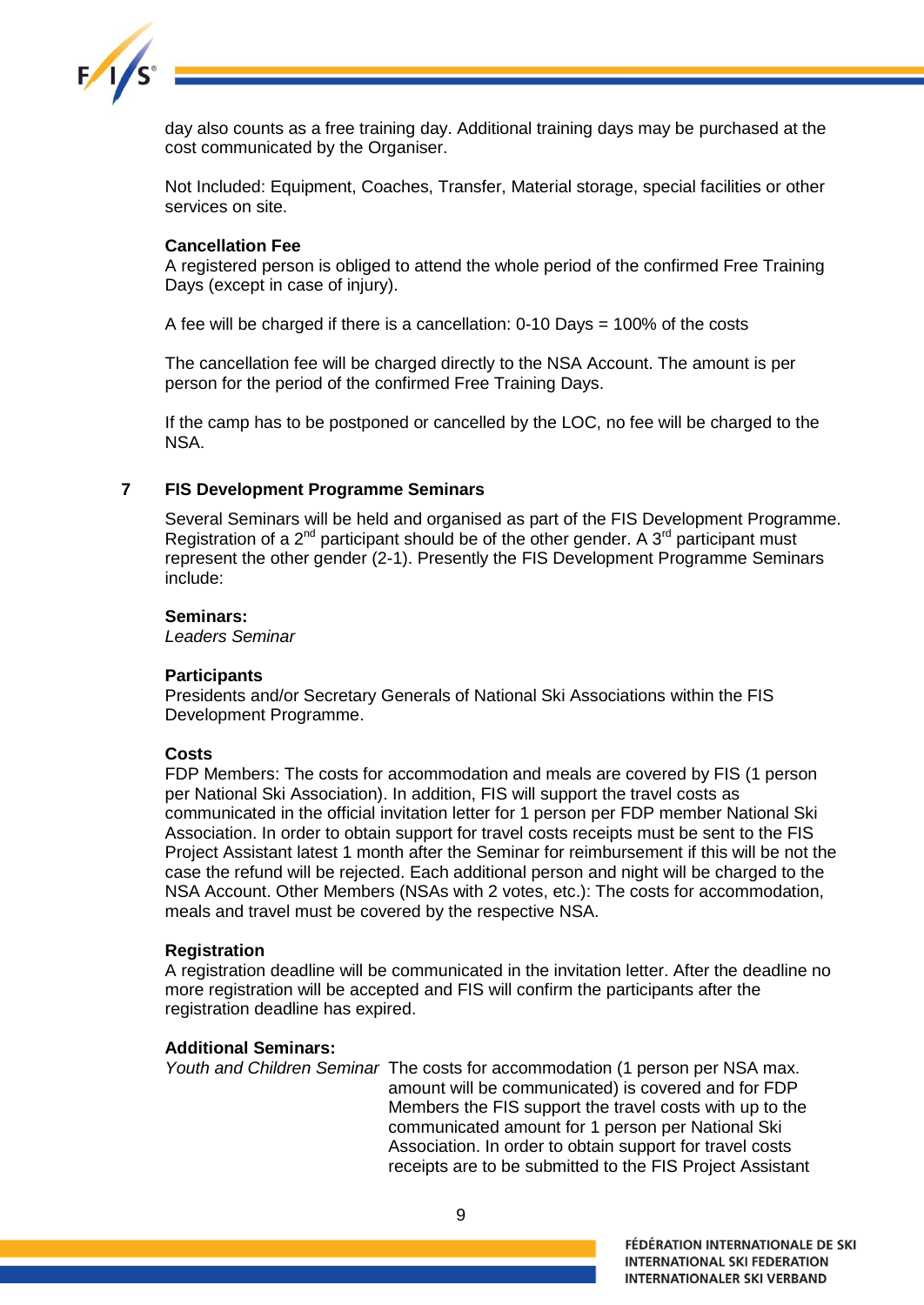day also counts as a free training day. Additional training days may be purchased at the cost communicated by the Organiser.

Not Included: Equipment, Coaches, Transfer, Material storage, special facilities or other services on site.

**Cancellation Fee**
A registered person is obliged to attend the whole period of the confirmed Free Training Days (except in case of injury).

A fee will be charged if there is a cancellation: 0-10 Days = 100% of the costs

The cancellation fee will be charged directly to the NSA Account. The amount is per person for the period of the confirmed Free Training Days.

If the camp has to be postponed or cancelled by the LOC, no fee will be charged to the NSA.

## 7 FIS Development Programme Seminars

Several Seminars will be held and organised as part of the FIS Development Programme. Registration of a 2nd participant should be of the other gender. A 3rd participant must represent the other gender (2-1). Presently the FIS Development Programme Seminars include:

**Seminars:**
*Leaders Seminar*

**Participants**
Presidents and/or Secretary Generals of National Ski Associations within the FIS Development Programme.

**Costs**
FDP Members: The costs for accommodation and meals are covered by FIS (1 person per National Ski Association). In addition, FIS will support the travel costs as communicated in the official invitation letter for 1 person per FDP member National Ski Association. In order to obtain support for travel costs receipts must be sent to the FIS Project Assistant latest 1 month after the Seminar for reimbursement if this will be not the case the refund will be rejected. Each additional person and night will be charged to the NSA Account. Other Members (NSAs with 2 votes, etc.): The costs for accommodation, meals and travel must be covered by the respective NSA.

**Registration**
A registration deadline will be communicated in the invitation letter. After the deadline no more registration will be accepted and FIS will confirm the participants after the registration deadline has expired.

**Additional Seminars:**

*Youth and Children Seminar* The costs for accommodation (1 person per NSA max. amount will be communicated) is covered and for FDP Members the FIS support the travel costs with up to the communicated amount for 1 person per National Ski Association. In order to obtain support for travel costs receipts are to be submitted to the FIS Project Assistant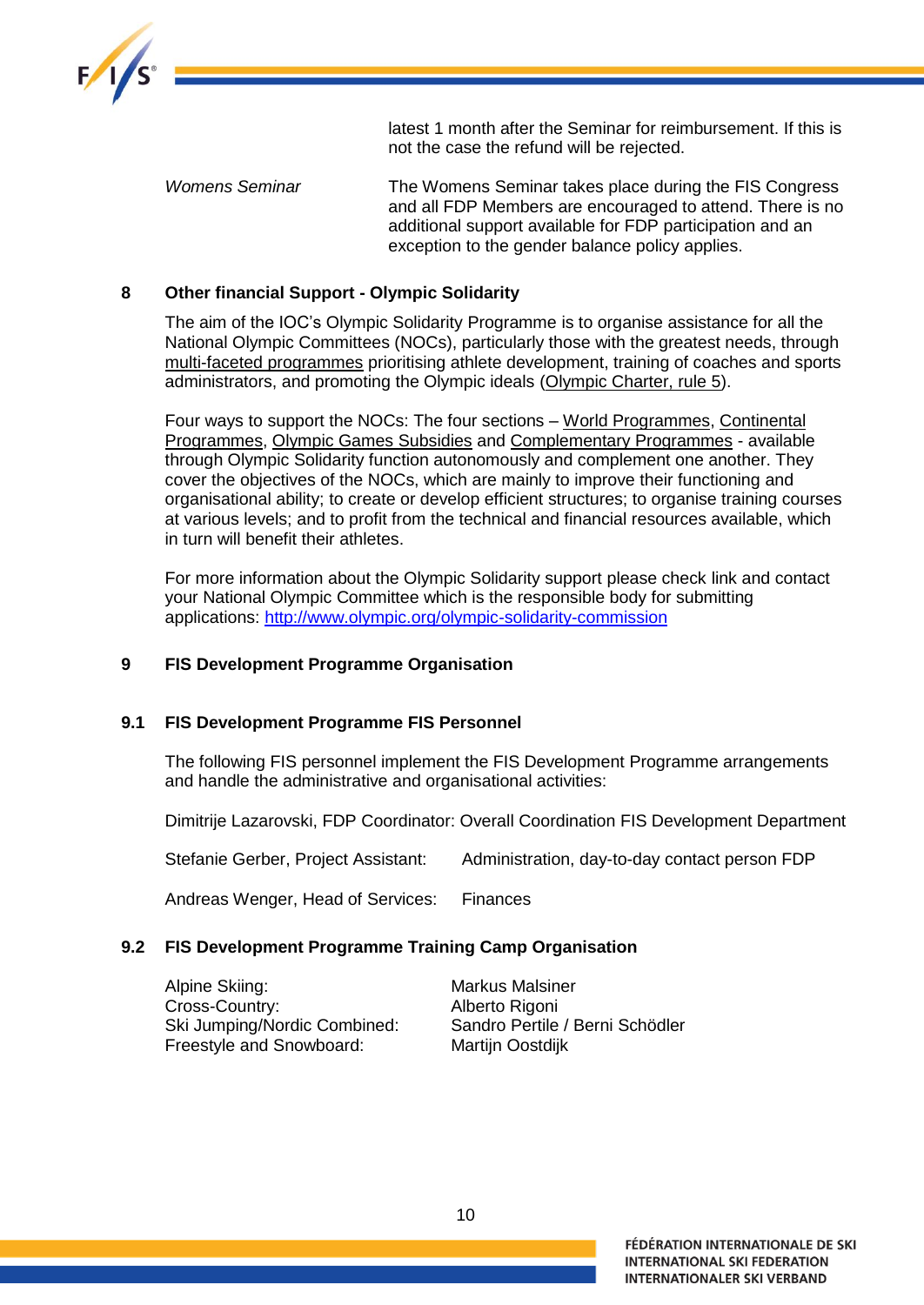latest 1 month after the Seminar for reimbursement. If this is not the case the refund will be rejected.

| | |
|---|---|
| *Womens Seminar* | The Womens Seminar takes place during the FIS Congress and all FDP Members are encouraged to attend. There is no additional support available for FDP participation and an exception to the gender balance policy applies. |

## 8 Other financial Support - Olympic Solidarity

The aim of the IOC's Olympic Solidarity Programme is to organise assistance for all the National Olympic Committees (NOCs), particularly those with the greatest needs, through multi-faceted programmes prioritising athlete development, training of coaches and sports administrators, and promoting the Olympic ideals (Olympic Charter, rule 5).

Four ways to support the NOCs: The four sections – World Programmes, Continental Programmes, Olympic Games Subsidies and Complementary Programmes - available through Olympic Solidarity function autonomously and complement one another. They cover the objectives of the NOCs, which are mainly to improve their functioning and organisational ability; to create or develop efficient structures; to organise training courses at various levels; and to profit from the technical and financial resources available, which in turn will benefit their athletes.

For more information about the Olympic Solidarity support please check link and contact your National Olympic Committee which is the responsible body for submitting applications: http://www.olympic.org/olympic-solidarity-commission

## 9 FIS Development Programme Organisation

### 9.1 FIS Development Programme FIS Personnel

The following FIS personnel implement the FIS Development Programme arrangements and handle the administrative and organisational activities:

Dimitrije Lazarovski, FDP Coordinator: Overall Coordination FIS Development Department

| | |
|---|---|
| Stefanie Gerber, Project Assistant: | Administration, day-to-day contact person FDP |
| Andreas Wenger, Head of Services: | Finances |

### 9.2 FIS Development Programme Training Camp Organisation

| | |
|---|---|
| Alpine Skiing: | Markus Malsiner |
| Cross-Country: | Alberto Rigoni |
| Ski Jumping/Nordic Combined: | Sandro Pertile / Berni Schödler |
| Freestyle and Snowboard: | Martijn Oostdijk |